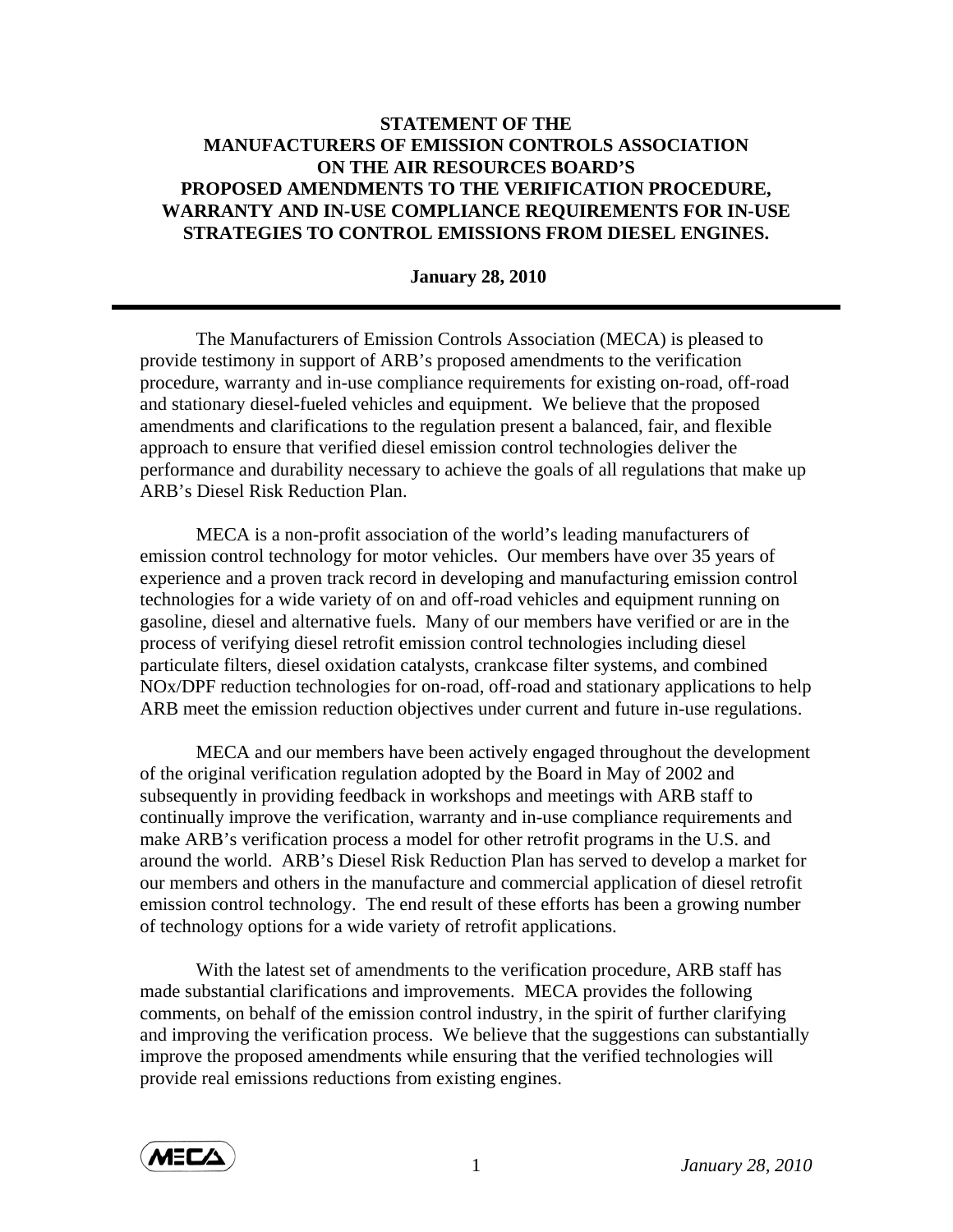# STATEMENT OF THE MANUFACTURERS OF EMISSION CONTROLS ASSOCIATION ON THE AIR RESOURCES BOARD'S PROPOSED AMENDMENTS TO THE VERIFICATION PROCEDURE, WARRANTY AND IN-USE COMPLIANCE REQUIREMENTS FOR IN-USE STRATEGIES TO CONTROL EMISSIONS FROM DIESEL ENGINES.

**January 28, 2010**

---

The Manufacturers of Emission Controls Association (MECA) is pleased to provide testimony in support of ARB's proposed amendments to the verification procedure, warranty and in-use compliance requirements for existing on-road, off-road and stationary diesel-fueled vehicles and equipment. We believe that the proposed amendments and clarifications to the regulation present a balanced, fair, and flexible approach to ensure that verified diesel emission control technologies deliver the performance and durability necessary to achieve the goals of all regulations that make up ARB's Diesel Risk Reduction Plan.

MECA is a non-profit association of the world's leading manufacturers of emission control technology for motor vehicles. Our members have over 35 years of experience and a proven track record in developing and manufacturing emission control technologies for a wide variety of on and off-road vehicles and equipment running on gasoline, diesel and alternative fuels. Many of our members have verified or are in the process of verifying diesel retrofit emission control technologies including diesel particulate filters, diesel oxidation catalysts, crankcase filter systems, and combined NOx/DPF reduction technologies for on-road, off-road and stationary applications to help ARB meet the emission reduction objectives under current and future in-use regulations.

MECA and our members have been actively engaged throughout the development of the original verification regulation adopted by the Board in May of 2002 and subsequently in providing feedback in workshops and meetings with ARB staff to continually improve the verification, warranty and in-use compliance requirements and make ARB's verification process a model for other retrofit programs in the U.S. and around the world. ARB's Diesel Risk Reduction Plan has served to develop a market for our members and others in the manufacture and commercial application of diesel retrofit emission control technology. The end result of these efforts has been a growing number of technology options for a wide variety of retrofit applications.

With the latest set of amendments to the verification procedure, ARB staff has made substantial clarifications and improvements. MECA provides the following comments, on behalf of the emission control industry, in the spirit of further clarifying and improving the verification process. We believe that the suggestions can substantially improve the proposed amendments while ensuring that the verified technologies will provide real emissions reductions from existing engines.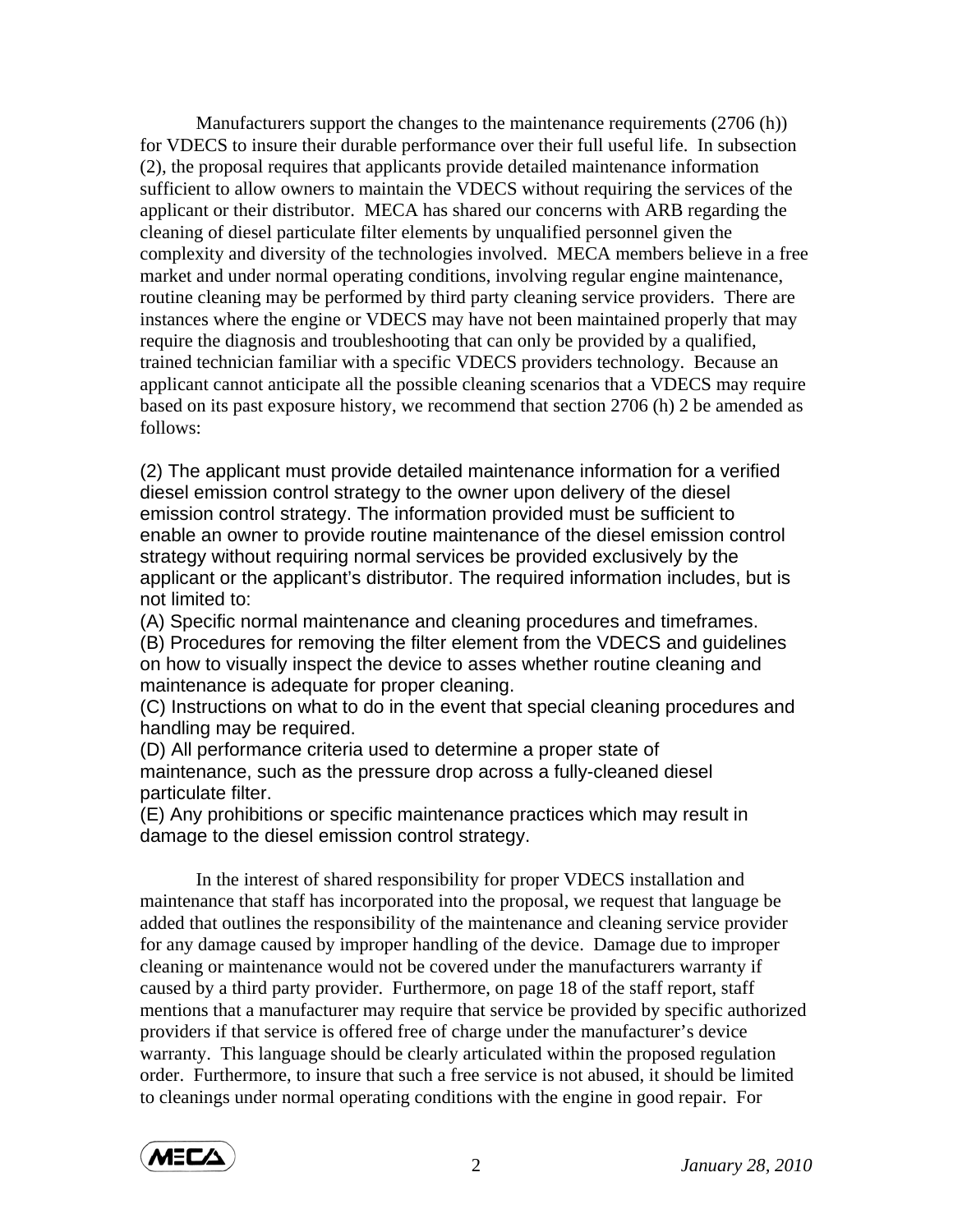Manufacturers support the changes to the maintenance requirements (2706 (h)) for VDECS to insure their durable performance over their full useful life. In subsection (2), the proposal requires that applicants provide detailed maintenance information sufficient to allow owners to maintain the VDECS without requiring the services of the applicant or their distributor. MECA has shared our concerns with ARB regarding the cleaning of diesel particulate filter elements by unqualified personnel given the complexity and diversity of the technologies involved. MECA members believe in a free market and under normal operating conditions, involving regular engine maintenance, routine cleaning may be performed by third party cleaning service providers. There are instances where the engine or VDECS may have not been maintained properly that may require the diagnosis and troubleshooting that can only be provided by a qualified, trained technician familiar with a specific VDECS providers technology. Because an applicant cannot anticipate all the possible cleaning scenarios that a VDECS may require based on its past exposure history, we recommend that section 2706 (h) 2 be amended as follows:

(2) The applicant must provide detailed maintenance information for a verified diesel emission control strategy to the owner upon delivery of the diesel emission control strategy. The information provided must be sufficient to enable an owner to provide routine maintenance of the diesel emission control strategy without requiring normal services be provided exclusively by the applicant or the applicant's distributor. The required information includes, but is not limited to:
(A) Specific normal maintenance and cleaning procedures and timeframes.
(B) Procedures for removing the filter element from the VDECS and guidelines on how to visually inspect the device to asses whether routine cleaning and maintenance is adequate for proper cleaning.
(C) Instructions on what to do in the event that special cleaning procedures and handling may be required.
(D) All performance criteria used to determine a proper state of maintenance, such as the pressure drop across a fully-cleaned diesel particulate filter.
(E) Any prohibitions or specific maintenance practices which may result in damage to the diesel emission control strategy.

In the interest of shared responsibility for proper VDECS installation and maintenance that staff has incorporated into the proposal, we request that language be added that outlines the responsibility of the maintenance and cleaning service provider for any damage caused by improper handling of the device. Damage due to improper cleaning or maintenance would not be covered under the manufacturers warranty if caused by a third party provider. Furthermore, on page 18 of the staff report, staff mentions that a manufacturer may require that service be provided by specific authorized providers if that service is offered free of charge under the manufacturer's device warranty. This language should be clearly articulated within the proposed regulation order. Furthermore, to insure that such a free service is not abused, it should be limited to cleanings under normal operating conditions with the engine in good repair. For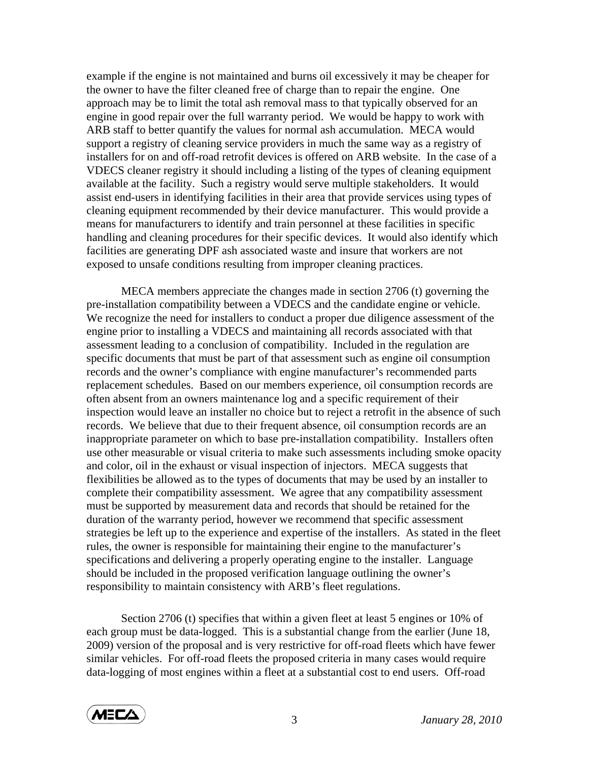example if the engine is not maintained and burns oil excessively it may be cheaper for the owner to have the filter cleaned free of charge than to repair the engine. One approach may be to limit the total ash removal mass to that typically observed for an engine in good repair over the full warranty period. We would be happy to work with ARB staff to better quantify the values for normal ash accumulation. MECA would support a registry of cleaning service providers in much the same way as a registry of installers for on and off-road retrofit devices is offered on ARB website. In the case of a VDECS cleaner registry it should including a listing of the types of cleaning equipment available at the facility. Such a registry would serve multiple stakeholders. It would assist end-users in identifying facilities in their area that provide services using types of cleaning equipment recommended by their device manufacturer. This would provide a means for manufacturers to identify and train personnel at these facilities in specific handling and cleaning procedures for their specific devices. It would also identify which facilities are generating DPF ash associated waste and insure that workers are not exposed to unsafe conditions resulting from improper cleaning practices.

MECA members appreciate the changes made in section 2706 (t) governing the pre-installation compatibility between a VDECS and the candidate engine or vehicle. We recognize the need for installers to conduct a proper due diligence assessment of the engine prior to installing a VDECS and maintaining all records associated with that assessment leading to a conclusion of compatibility. Included in the regulation are specific documents that must be part of that assessment such as engine oil consumption records and the owner's compliance with engine manufacturer's recommended parts replacement schedules. Based on our members experience, oil consumption records are often absent from an owners maintenance log and a specific requirement of their inspection would leave an installer no choice but to reject a retrofit in the absence of such records. We believe that due to their frequent absence, oil consumption records are an inappropriate parameter on which to base pre-installation compatibility. Installers often use other measurable or visual criteria to make such assessments including smoke opacity and color, oil in the exhaust or visual inspection of injectors. MECA suggests that flexibilities be allowed as to the types of documents that may be used by an installer to complete their compatibility assessment. We agree that any compatibility assessment must be supported by measurement data and records that should be retained for the duration of the warranty period, however we recommend that specific assessment strategies be left up to the experience and expertise of the installers. As stated in the fleet rules, the owner is responsible for maintaining their engine to the manufacturer's specifications and delivering a properly operating engine to the installer. Language should be included in the proposed verification language outlining the owner's responsibility to maintain consistency with ARB's fleet regulations.

Section 2706 (t) specifies that within a given fleet at least 5 engines or 10% of each group must be data-logged. This is a substantial change from the earlier (June 18, 2009) version of the proposal and is very restrictive for off-road fleets which have fewer similar vehicles. For off-road fleets the proposed criteria in many cases would require data-logging of most engines within a fleet at a substantial cost to end users. Off-road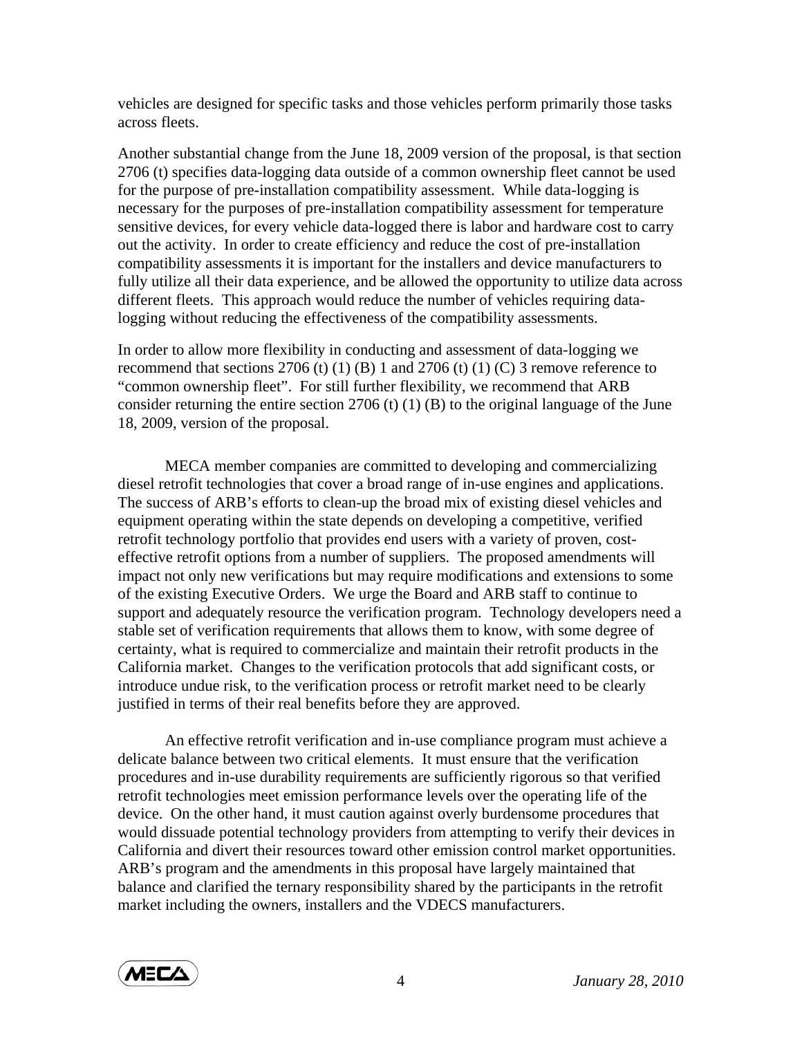vehicles are designed for specific tasks and those vehicles perform primarily those tasks across fleets.

Another substantial change from the June 18, 2009 version of the proposal, is that section 2706 (t) specifies data-logging data outside of a common ownership fleet cannot be used for the purpose of pre-installation compatibility assessment. While data-logging is necessary for the purposes of pre-installation compatibility assessment for temperature sensitive devices, for every vehicle data-logged there is labor and hardware cost to carry out the activity. In order to create efficiency and reduce the cost of pre-installation compatibility assessments it is important for the installers and device manufacturers to fully utilize all their data experience, and be allowed the opportunity to utilize data across different fleets. This approach would reduce the number of vehicles requiring data-logging without reducing the effectiveness of the compatibility assessments.

In order to allow more flexibility in conducting and assessment of data-logging we recommend that sections 2706 (t) (1) (B) 1 and 2706 (t) (1) (C) 3 remove reference to "common ownership fleet". For still further flexibility, we recommend that ARB consider returning the entire section 2706 (t) (1) (B) to the original language of the June 18, 2009, version of the proposal.

MECA member companies are committed to developing and commercializing diesel retrofit technologies that cover a broad range of in-use engines and applications. The success of ARB's efforts to clean-up the broad mix of existing diesel vehicles and equipment operating within the state depends on developing a competitive, verified retrofit technology portfolio that provides end users with a variety of proven, cost-effective retrofit options from a number of suppliers. The proposed amendments will impact not only new verifications but may require modifications and extensions to some of the existing Executive Orders. We urge the Board and ARB staff to continue to support and adequately resource the verification program. Technology developers need a stable set of verification requirements that allows them to know, with some degree of certainty, what is required to commercialize and maintain their retrofit products in the California market. Changes to the verification protocols that add significant costs, or introduce undue risk, to the verification process or retrofit market need to be clearly justified in terms of their real benefits before they are approved.

An effective retrofit verification and in-use compliance program must achieve a delicate balance between two critical elements. It must ensure that the verification procedures and in-use durability requirements are sufficiently rigorous so that verified retrofit technologies meet emission performance levels over the operating life of the device. On the other hand, it must caution against overly burdensome procedures that would dissuade potential technology providers from attempting to verify their devices in California and divert their resources toward other emission control market opportunities. ARB's program and the amendments in this proposal have largely maintained that balance and clarified the ternary responsibility shared by the participants in the retrofit market including the owners, installers and the VDECS manufacturers.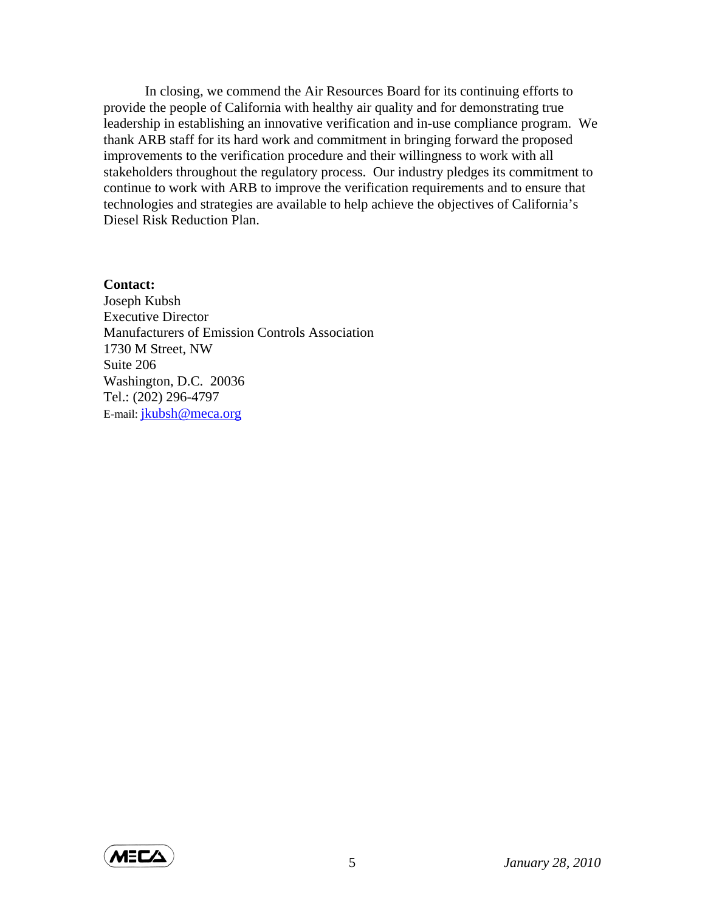In closing, we commend the Air Resources Board for its continuing efforts to provide the people of California with healthy air quality and for demonstrating true leadership in establishing an innovative verification and in-use compliance program. We thank ARB staff for its hard work and commitment in bringing forward the proposed improvements to the verification procedure and their willingness to work with all stakeholders throughout the regulatory process. Our industry pledges its commitment to continue to work with ARB to improve the verification requirements and to ensure that technologies and strategies are available to help achieve the objectives of California's Diesel Risk Reduction Plan.

**Contact:**
Joseph Kubsh
Executive Director
Manufacturers of Emission Controls Association
1730 M Street, NW
Suite 206
Washington, D.C. 20036
Tel.: (202) 296-4797
E-mail: jkubsh@meca.org